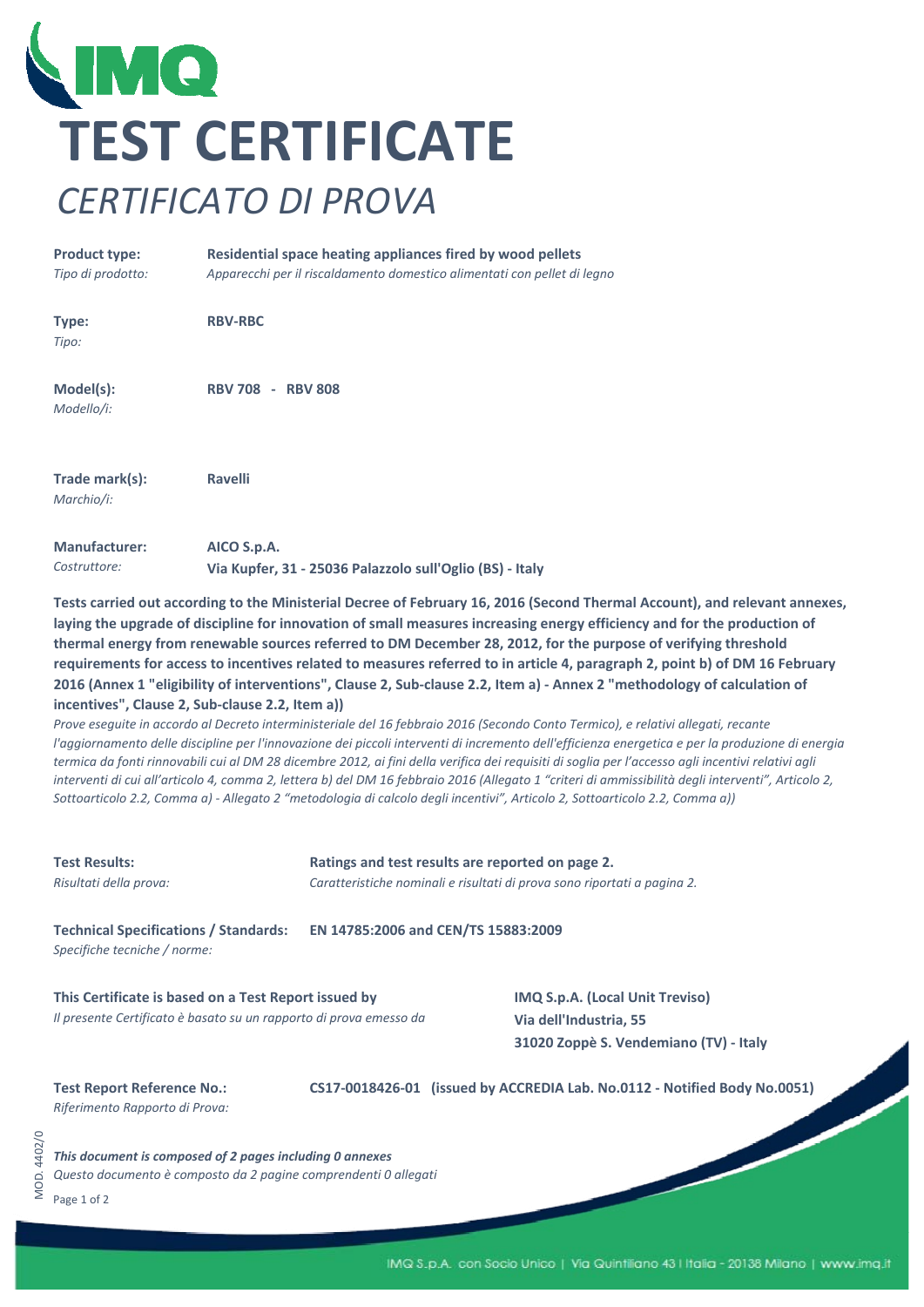# TEST CERTIFICATE

## *CERTIFICATO DI PROVA*

**Product type:** **Residential space heating appliances fired by wood pellets**
*Tipo di prodotto:* *Apparecchi per il riscaldamento domestico alimentati con pellet di legno*

**Type:** **RBV-RBC**
*Tipo:*

**Model(s):** **RBV 708 - RBV 808**
*Modello/i:*

**Trade mark(s):** **Ravelli**
*Marchio/i:*

**Manufacturer:** **AICO S.p.A.**
*Costruttore:* **Via Kupfer, 31 - 25036 Palazzolo sull'Oglio (BS) - Italy**

**Tests carried out according to the Ministerial Decree of February 16, 2016 (Second Thermal Account), and relevant annexes, laying the upgrade of discipline for innovation of small measures increasing energy efficiency and for the production of thermal energy from renewable sources referred to DM December 28, 2012, for the purpose of verifying threshold requirements for access to incentives related to measures referred to in article 4, paragraph 2, point b) of DM 16 February 2016 (Annex 1 "eligibility of interventions", Clause 2, Sub-clause 2.2, Item a) - Annex 2 "methodology of calculation of incentives", Clause 2, Sub-clause 2.2, Item a))**

*Prove eseguite in accordo al Decreto interministeriale del 16 febbraio 2016 (Secondo Conto Termico), e relativi allegati, recante l'aggiornamento delle discipline per l'innovazione dei piccoli interventi di incremento dell'efficienza energetica e per la produzione di energia termica da fonti rinnovabili cui al DM 28 dicembre 2012, ai fini della verifica dei requisiti di soglia per l'accesso agli incentivi relativi agli interventi di cui all'articolo 4, comma 2, lettera b) del DM 16 febbraio 2016 (Allegato 1 "criteri di ammissibilità degli interventi", Articolo 2, Sottoarticolo 2.2, Comma a) - Allegato 2 "metodologia di calcolo degli incentivi", Articolo 2, Sottoarticolo 2.2, Comma a))*

**Test Results:** **Ratings and test results are reported on page 2.**
*Risultati della prova:* *Caratteristiche nominali e risultati di prova sono riportati a pagina 2.*

**Technical Specifications / Standards:** **EN 14785:2006 and CEN/TS 15883:2009**
*Specifiche tecniche / norme:*

**This Certificate is based on a Test Report issued by**
*Il presente Certificato è basato su un rapporto di prova emesso da*

**IMQ S.p.A. (Local Unit Treviso)**
**Via dell'Industria, 55**
**31020 Zoppè S. Vendemiano (TV) - Italy**

**Test Report Reference No.:** **CS17-0018426-01 (issued by ACCREDIA Lab. No.0112 - Notified Body No.0051)**
*Riferimento Rapporto di Prova:*

***This document is composed of 2 pages including 0 annexes***
*Questo documento è composto da 2 pagine comprendenti 0 allegati*

MOD. 4402/0

IMQ S.p.A. con Socio Unico | Via Quintiliano 43 | Italia - 20138 Milano | www.imq.it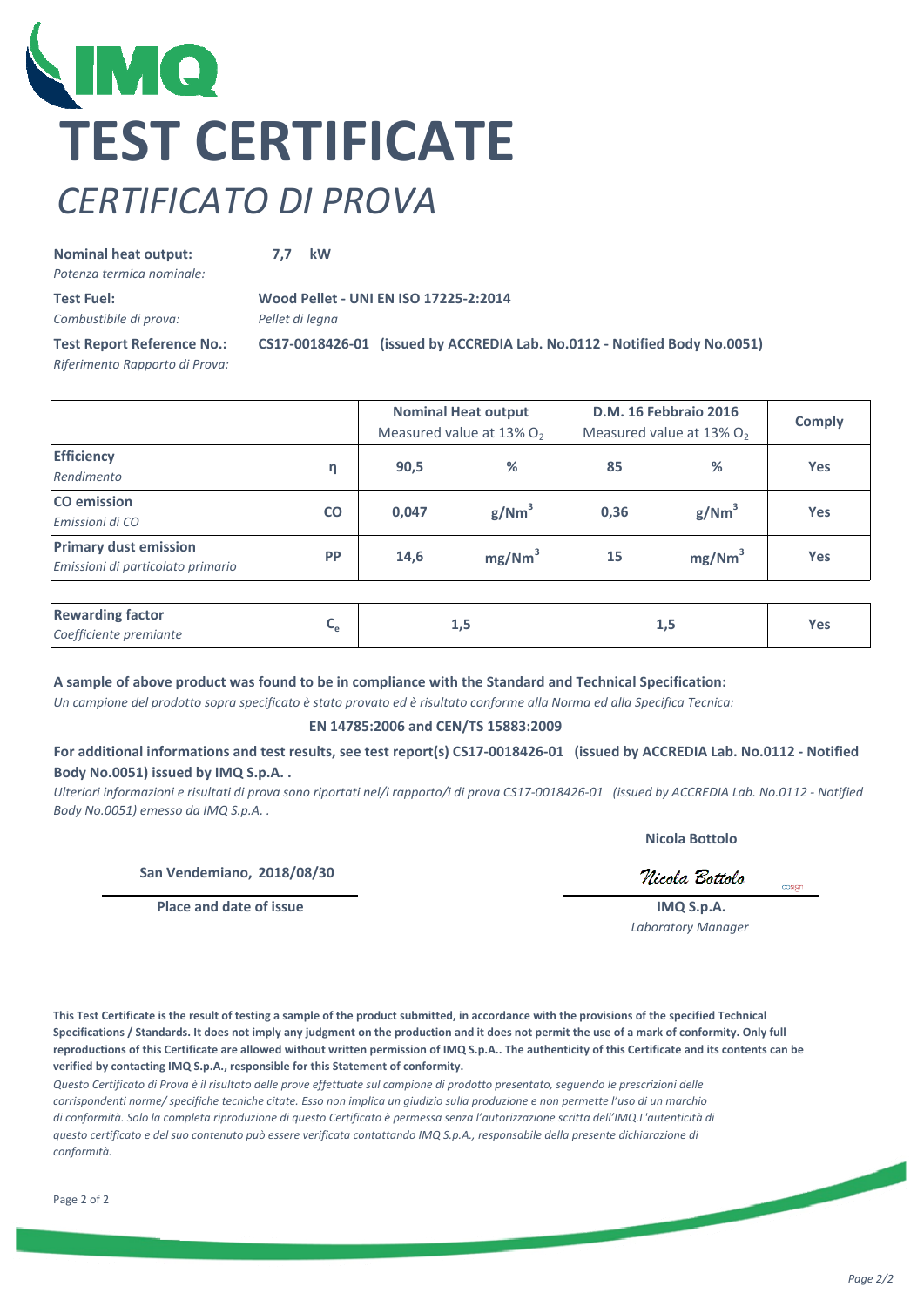# TEST CERTIFICATE

## *CERTIFICATO DI PROVA*

**Nominal heat output:** **7,7 kW**
*Potenza termica nominale:*

**Test Fuel:** **Wood Pellet - UNI EN ISO 17225-2:2014**
*Combustibile di prova:* *Pellet di legna*

**Test Report Reference No.:** **CS17-0018426-01 (issued by ACCREDIA Lab. No.0112 - Notified Body No.0051)**
*Riferimento Rapporto di Prova:*

| | | **Nominal Heat output** Measured value at 13% $O_2$ | | **D.M. 16 Febbraio 2016** Measured value at 13% $O_2$ | | **Comply** |
|---|---|---|---|---|---|---|
| **Efficiency** *Rendimento* | η | 90,5 | % | 85 | % | Yes |
| **CO emission** *Emissioni di CO* | CO | 0,047 | $g/Nm^3$ | 0,36 | $g/Nm^3$ | Yes |
| **Primary dust emission** *Emissioni di particolato primario* | PP | 14,6 | $mg/Nm^3$ | 15 | $mg/Nm^3$ | Yes |
| **Rewarding factor** *Coefficiente premiante* | $C_e$ | 1,5 | | 1,5 | | Yes |

**A sample of above product was found to be in compliance with the Standard and Technical Specification:**
*Un campione del prodotto sopra specificato è stato provato ed è risultato conforme alla Norma ed alla Specifica Tecnica:*

**EN 14785:2006 and CEN/TS 15883:2009**

**For additional informations and test results, see test report(s) CS17-0018426-01 (issued by ACCREDIA Lab. No.0112 - Notified Body No.0051) issued by IMQ S.p.A. .**
*Ulteriori informazioni e risultati di prova sono riportati nel/i rapporto/i di prova CS17-0018426-01 (issued by ACCREDIA Lab. No.0112 - Notified Body No.0051) emesso da IMQ S.p.A. .*

**San Vendemiano, 2018/08/30**
**Place and date of issue**

**Nicola Bottolo**
*Nicola Bottolo*
**IMQ S.p.A.**
*Laboratory Manager*

**This Test Certificate is the result of testing a sample of the product submitted, in accordance with the provisions of the specified Technical Specifications / Standards. It does not imply any judgment on the production and it does not permit the use of a mark of conformity. Only full reproductions of this Certificate are allowed without written permission of IMQ S.p.A.. The authenticity of this Certificate and its contents can be verified by contacting IMQ S.p.A., responsible for this Statement of conformity.**

*Questo Certificato di Prova è il risultato delle prove effettuate sul campione di prodotto presentato, seguendo le prescrizioni delle corrispondenti norme/ specifiche tecniche citate. Esso non implica un giudizio sulla produzione e non permette l'uso di un marchio di conformità. Solo la completa riproduzione di questo Certificato è permessa senza l'autorizzazione scritta dell'IMQ.L'autenticità di questo certificato e del suo contenuto può essere verificata contattando IMQ S.p.A., responsabile della presente dichiarazione di conformità.*